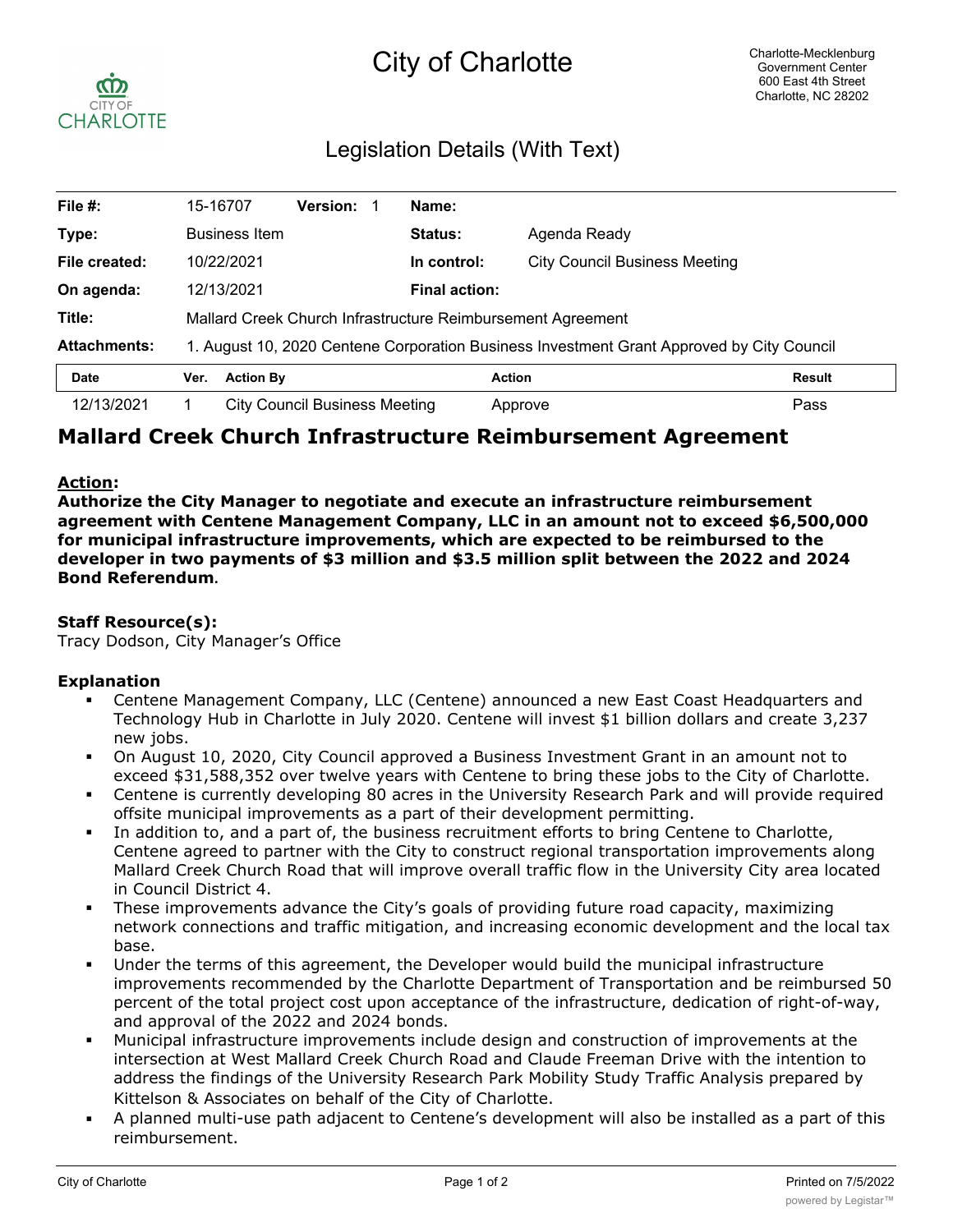# City of Charlotte

Charlotte-Mecklenburg Government Center
600 East 4th Street
Charlotte, NC 28202

## Legislation Details (With Text)

| | | | | | |
|---|---|---|---|---|---|
| **File #:** | 15-16707 | **Version:** 1 | **Name:** | | |
| **Type:** | Business Item | | **Status:** | Agenda Ready | |
| **File created:** | 10/22/2021 | | **In control:** | City Council Business Meeting | |
| **On agenda:** | 12/13/2021 | | **Final action:** | | |
| **Title:** | Mallard Creek Church Infrastructure Reimbursement Agreement | | | | |
| **Attachments:** | 1. August 10, 2020 Centene Corporation Business Investment Grant Approved by City Council | | | | |

| Date | Ver. | Action By | Action | Result |
|---|---|---|---|---|
| 12/13/2021 | 1 | City Council Business Meeting | Approve | Pass |

# Mallard Creek Church Infrastructure Reimbursement Agreement

**Action:**
**Authorize the City Manager to negotiate and execute an infrastructure reimbursement agreement with Centene Management Company, LLC in an amount not to exceed $6,500,000 for municipal infrastructure improvements, which are expected to be reimbursed to the developer in two payments of $3 million and $3.5 million split between the 2022 and 2024 Bond Referendum.**

**Staff Resource(s):**
Tracy Dodson, City Manager's Office

**Explanation**

- Centene Management Company, LLC (Centene) announced a new East Coast Headquarters and Technology Hub in Charlotte in July 2020. Centene will invest $1 billion dollars and create 3,237 new jobs.
- On August 10, 2020, City Council approved a Business Investment Grant in an amount not to exceed $31,588,352 over twelve years with Centene to bring these jobs to the City of Charlotte.
- Centene is currently developing 80 acres in the University Research Park and will provide required offsite municipal improvements as a part of their development permitting.
- In addition to, and a part of, the business recruitment efforts to bring Centene to Charlotte, Centene agreed to partner with the City to construct regional transportation improvements along Mallard Creek Church Road that will improve overall traffic flow in the University City area located in Council District 4.
- These improvements advance the City's goals of providing future road capacity, maximizing network connections and traffic mitigation, and increasing economic development and the local tax base.
- Under the terms of this agreement, the Developer would build the municipal infrastructure improvements recommended by the Charlotte Department of Transportation and be reimbursed 50 percent of the total project cost upon acceptance of the infrastructure, dedication of right-of-way, and approval of the 2022 and 2024 bonds.
- Municipal infrastructure improvements include design and construction of improvements at the intersection at West Mallard Creek Church Road and Claude Freeman Drive with the intention to address the findings of the University Research Park Mobility Study Traffic Analysis prepared by Kittelson & Associates on behalf of the City of Charlotte.
- A planned multi-use path adjacent to Centene's development will also be installed as a part of this reimbursement.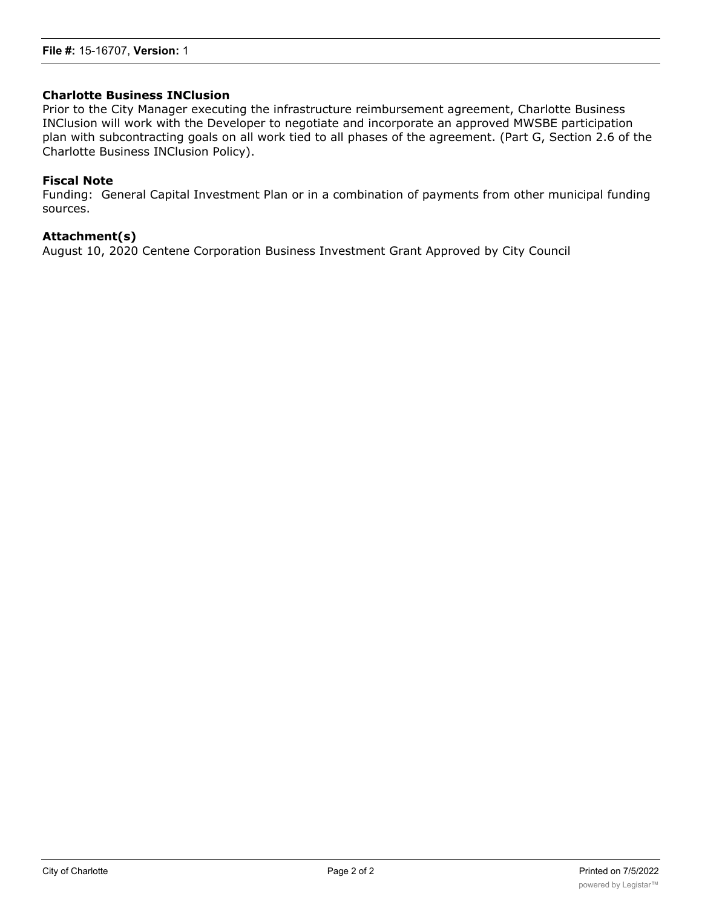### Charlotte Business INClusion

Prior to the City Manager executing the infrastructure reimbursement agreement, Charlotte Business INClusion will work with the Developer to negotiate and incorporate an approved MWSBE participation plan with subcontracting goals on all work tied to all phases of the agreement. (Part G, Section 2.6 of the Charlotte Business INClusion Policy).

### Fiscal Note

Funding: General Capital Investment Plan or in a combination of payments from other municipal funding sources.

### Attachment(s)

August 10, 2020 Centene Corporation Business Investment Grant Approved by City Council